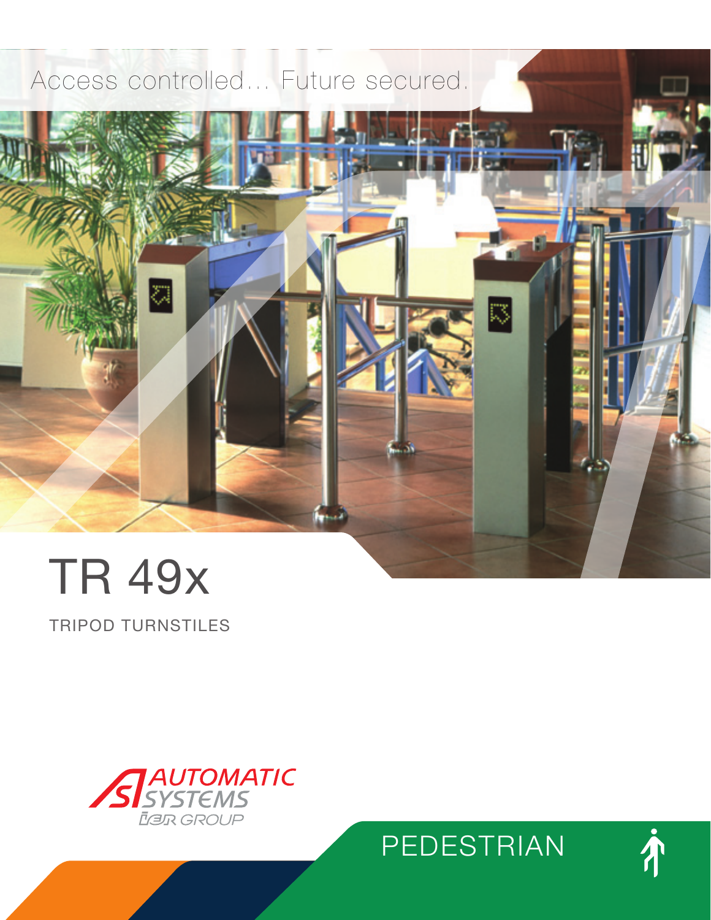Access controlled... Future secured.

# TR 49x

TRIPOD TURNSTILES

AUTOMATIC SYSTEMS
IEIR GROUP

PEDESTRIAN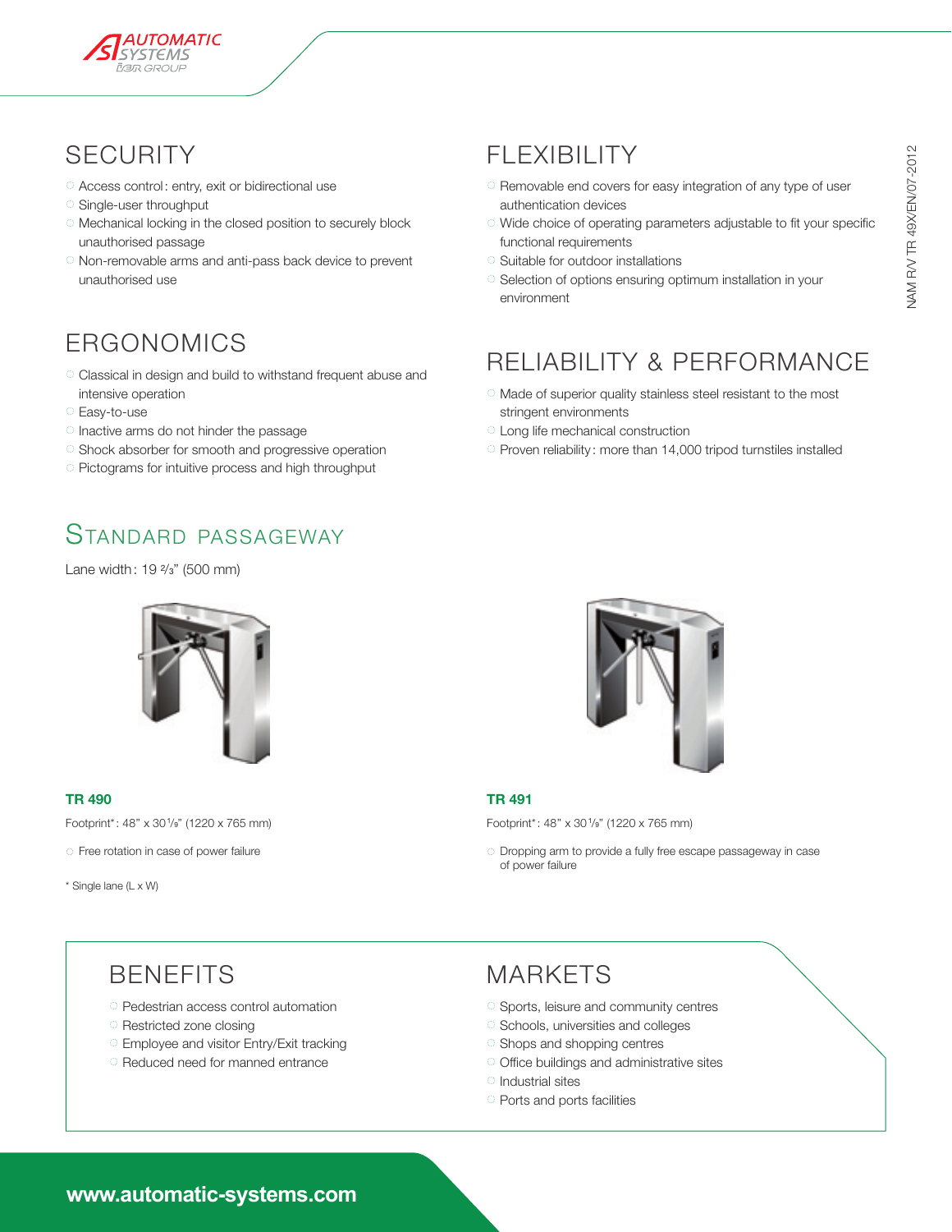## SECURITY

- Access control: entry, exit or bidirectional use
- Single-user throughput
- Mechanical locking in the closed position to securely block unauthorised passage
- Non-removable arms and anti-pass back device to prevent unauthorised use

## ERGONOMICS

- Classical in design and build to withstand frequent abuse and intensive operation
- Easy-to-use
- Inactive arms do not hinder the passage
- Shock absorber for smooth and progressive operation
- Pictograms for intuitive process and high throughput

## FLEXIBILITY

- Removable end covers for easy integration of any type of user authentication devices
- Wide choice of operating parameters adjustable to fit your specific functional requirements
- Suitable for outdoor installations
- Selection of options ensuring optimum installation in your environment

## RELIABILITY & PERFORMANCE

- Made of superior quality stainless steel resistant to the most stringent environments
- Long life mechanical construction
- Proven reliability: more than 14,000 tripod turnstiles installed

NAM R/V TR 49X/EN/07-2012

## STANDARD PASSAGEWAY

Lane width: 19 ⅔" (500 mm)

**TR 490**

Footprint*: 48" x 30 ⅛" (1220 x 765 mm)

- Free rotation in case of power failure

* Single lane (L x W)

**TR 491**

Footprint*: 48" x 30 ⅛" (1220 x 765 mm)

- Dropping arm to provide a fully free escape passageway in case of power failure

## BENEFITS

- Pedestrian access control automation
- Restricted zone closing
- Employee and visitor Entry/Exit tracking
- Reduced need for manned entrance

## MARKETS

- Sports, leisure and community centres
- Schools, universities and colleges
- Shops and shopping centres
- Office buildings and administrative sites
- Industrial sites
- Ports and ports facilities

**www.automatic-systems.com**